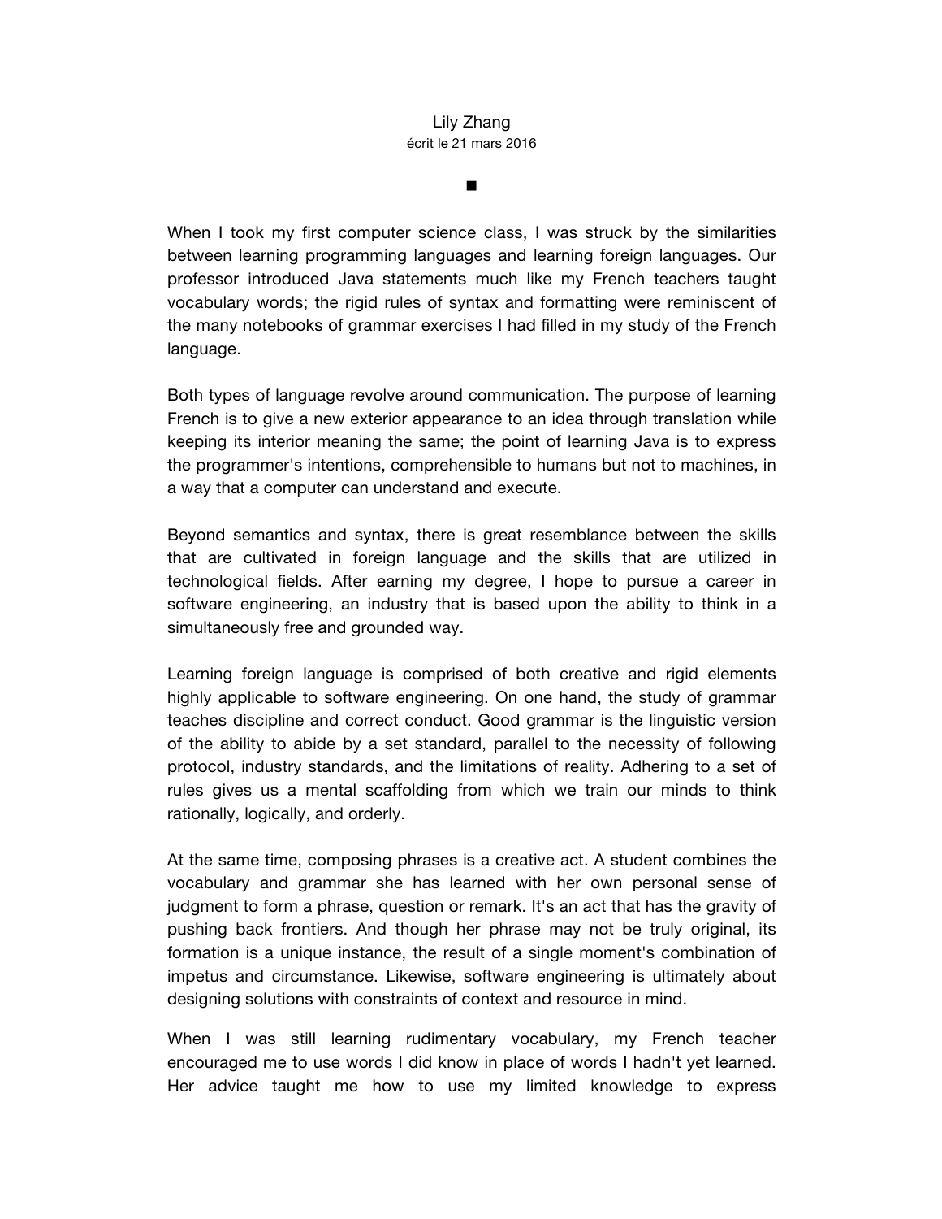Lily Zhang

écrit le 21 mars 2016

■

When I took my first computer science class, I was struck by the similarities between learning programming languages and learning foreign languages. Our professor introduced Java statements much like my French teachers taught vocabulary words; the rigid rules of syntax and formatting were reminiscent of the many notebooks of grammar exercises I had filled in my study of the French language.

Both types of language revolve around communication. The purpose of learning French is to give a new exterior appearance to an idea through translation while keeping its interior meaning the same; the point of learning Java is to express the programmer's intentions, comprehensible to humans but not to machines, in a way that a computer can understand and execute.

Beyond semantics and syntax, there is great resemblance between the skills that are cultivated in foreign language and the skills that are utilized in technological fields. After earning my degree, I hope to pursue a career in software engineering, an industry that is based upon the ability to think in a simultaneously free and grounded way.

Learning foreign language is comprised of both creative and rigid elements highly applicable to software engineering. On one hand, the study of grammar teaches discipline and correct conduct. Good grammar is the linguistic version of the ability to abide by a set standard, parallel to the necessity of following protocol, industry standards, and the limitations of reality. Adhering to a set of rules gives us a mental scaffolding from which we train our minds to think rationally, logically, and orderly.

At the same time, composing phrases is a creative act. A student combines the vocabulary and grammar she has learned with her own personal sense of judgment to form a phrase, question or remark. It's an act that has the gravity of pushing back frontiers. And though her phrase may not be truly original, its formation is a unique instance, the result of a single moment's combination of impetus and circumstance. Likewise, software engineering is ultimately about designing solutions with constraints of context and resource in mind.

When I was still learning rudimentary vocabulary, my French teacher encouraged me to use words I did know in place of words I hadn't yet learned. Her advice taught me how to use my limited knowledge to express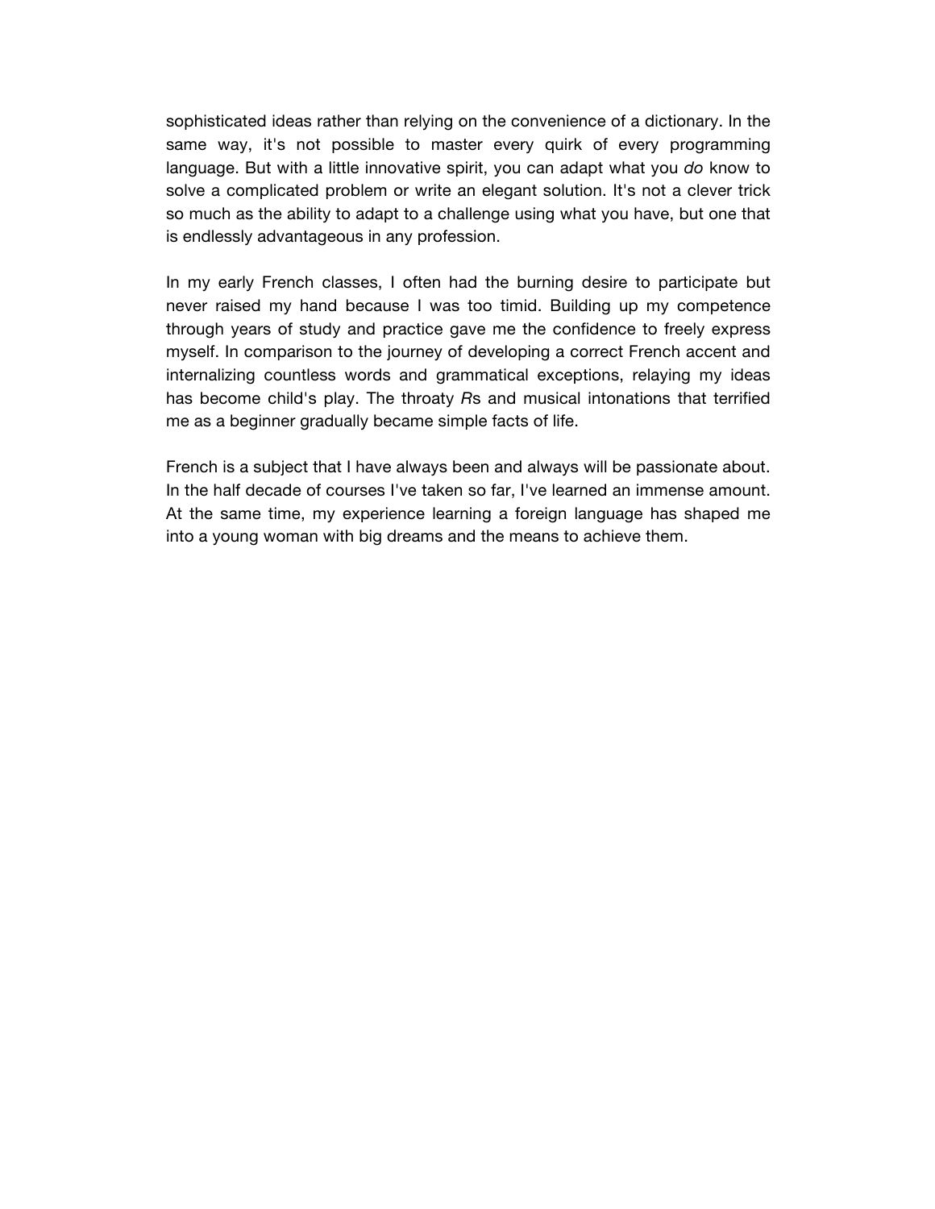sophisticated ideas rather than relying on the convenience of a dictionary. In the same way, it's not possible to master every quirk of every programming language. But with a little innovative spirit, you can adapt what you *do* know to solve a complicated problem or write an elegant solution. It's not a clever trick so much as the ability to adapt to a challenge using what you have, but one that is endlessly advantageous in any profession.

In my early French classes, I often had the burning desire to participate but never raised my hand because I was too timid. Building up my competence through years of study and practice gave me the confidence to freely express myself. In comparison to the journey of developing a correct French accent and internalizing countless words and grammatical exceptions, relaying my ideas has become child's play. The throaty *R*s and musical intonations that terrified me as a beginner gradually became simple facts of life.

French is a subject that I have always been and always will be passionate about. In the half decade of courses I've taken so far, I've learned an immense amount. At the same time, my experience learning a foreign language has shaped me into a young woman with big dreams and the means to achieve them.